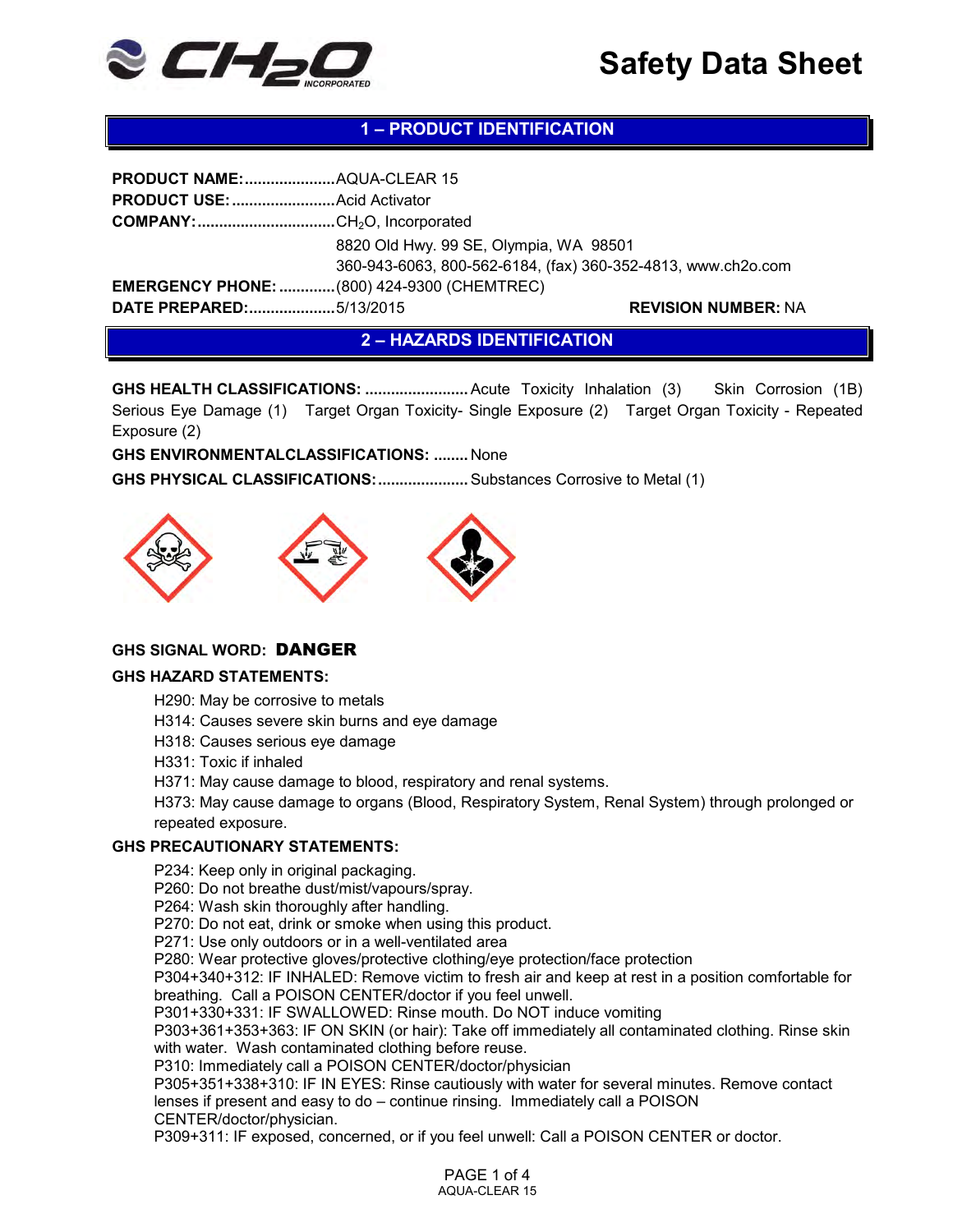# Safety Data Sheet

## 1 – PRODUCT IDENTIFICATION

**PRODUCT NAME:**.....................AQUA-CLEAR 15
**PRODUCT USE:**........................Acid Activator
**COMPANY:**................................$CH_2O$, Incorporated
8820 Old Hwy. 99 SE, Olympia, WA 98501
360-943-6063, 800-562-6184, (fax) 360-352-4813, www.ch2o.com
**EMERGENCY PHONE:**.............(800) 424-9300 (CHEMTREC)
**DATE PREPARED:**....................5/13/2015 **REVISION NUMBER:** NA

## 2 – HAZARDS IDENTIFICATION

**GHS HEALTH CLASSIFICATIONS:**........................Acute Toxicity Inhalation (3) Skin Corrosion (1B) Serious Eye Damage (1) Target Organ Toxicity- Single Exposure (2) Target Organ Toxicity - Repeated Exposure (2)

**GHS ENVIRONMENTALCLASSIFICATIONS:**........None

**GHS PHYSICAL CLASSIFICATIONS:**.....................Substances Corrosive to Metal (1)

**GHS SIGNAL WORD: DANGER**

**GHS HAZARD STATEMENTS:**

H290: May be corrosive to metals
H314: Causes severe skin burns and eye damage
H318: Causes serious eye damage
H331: Toxic if inhaled
H371: May cause damage to blood, respiratory and renal systems.
H373: May cause damage to organs (Blood, Respiratory System, Renal System) through prolonged or repeated exposure.

**GHS PRECAUTIONARY STATEMENTS:**

P234: Keep only in original packaging.
P260: Do not breathe dust/mist/vapours/spray.
P264: Wash skin thoroughly after handling.
P270: Do not eat, drink or smoke when using this product.
P271: Use only outdoors or in a well-ventilated area
P280: Wear protective gloves/protective clothing/eye protection/face protection
P304+340+312: IF INHALED: Remove victim to fresh air and keep at rest in a position comfortable for breathing. Call a POISON CENTER/doctor if you feel unwell.
P301+330+331: IF SWALLOWED: Rinse mouth. Do NOT induce vomiting
P303+361+353+363: IF ON SKIN (or hair): Take off immediately all contaminated clothing. Rinse skin with water. Wash contaminated clothing before reuse.
P310: Immediately call a POISON CENTER/doctor/physician
P305+351+338+310: IF IN EYES: Rinse cautiously with water for several minutes. Remove contact lenses if present and easy to do – continue rinsing. Immediately call a POISON CENTER/doctor/physician.
P309+311: IF exposed, concerned, or if you feel unwell: Call a POISON CENTER or doctor.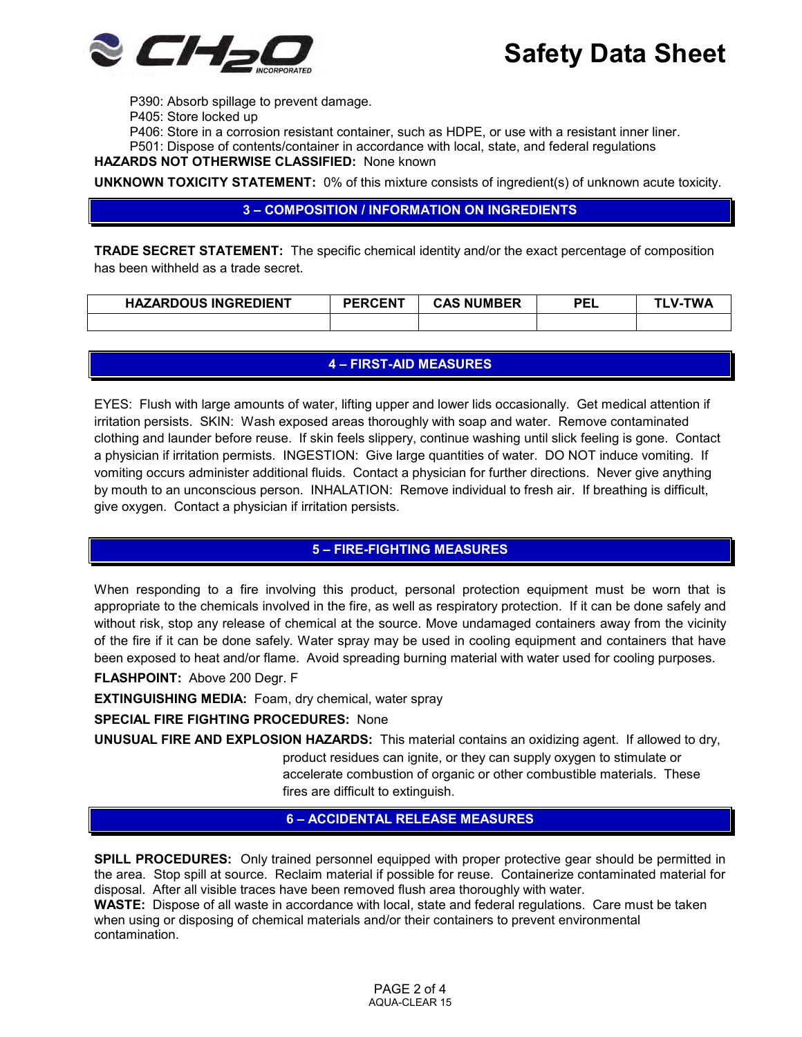P390: Absorb spillage to prevent damage.
P405: Store locked up
P406: Store in a corrosion resistant container, such as HDPE, or use with a resistant inner liner.
P501: Dispose of contents/container in accordance with local, state, and federal regulations

**HAZARDS NOT OTHERWISE CLASSIFIED:** None known

**UNKNOWN TOXICITY STATEMENT:** 0% of this mixture consists of ingredient(s) of unknown acute toxicity.

## 3 – COMPOSITION / INFORMATION ON INGREDIENTS

**TRADE SECRET STATEMENT:** The specific chemical identity and/or the exact percentage of composition has been withheld as a trade secret.

| HAZARDOUS INGREDIENT | PERCENT | CAS NUMBER | PEL | TLV-TWA |
|---|---|---|---|---|
| | | | | |

## 4 – FIRST-AID MEASURES

EYES: Flush with large amounts of water, lifting upper and lower lids occasionally. Get medical attention if irritation persists. SKIN: Wash exposed areas thoroughly with soap and water. Remove contaminated clothing and launder before reuse. If skin feels slippery, continue washing until slick feeling is gone. Contact a physician if irritation permits. INGESTION: Give large quantities of water. DO NOT induce vomiting. If vomiting occurs administer additional fluids. Contact a physician for further directions. Never give anything by mouth to an unconscious person. INHALATION: Remove individual to fresh air. If breathing is difficult, give oxygen. Contact a physician if irritation persists.

## 5 – FIRE-FIGHTING MEASURES

When responding to a fire involving this product, personal protection equipment must be worn that is appropriate to the chemicals involved in the fire, as well as respiratory protection. If it can be done safely and without risk, stop any release of chemical at the source. Move undamaged containers away from the vicinity of the fire if it can be done safely. Water spray may be used in cooling equipment and containers that have been exposed to heat and/or flame. Avoid spreading burning material with water used for cooling purposes.

**FLASHPOINT:** Above 200 Degr. F

**EXTINGUISHING MEDIA:** Foam, dry chemical, water spray

**SPECIAL FIRE FIGHTING PROCEDURES:** None

**UNUSUAL FIRE AND EXPLOSION HAZARDS:** This material contains an oxidizing agent. If allowed to dry, product residues can ignite, or they can supply oxygen to stimulate or accelerate combustion of organic or other combustible materials. These fires are difficult to extinguish.

## 6 – ACCIDENTAL RELEASE MEASURES

**SPILL PROCEDURES:** Only trained personnel equipped with proper protective gear should be permitted in the area. Stop spill at source. Reclaim material if possible for reuse. Containerize contaminated material for disposal. After all visible traces have been removed flush area thoroughly with water.

**WASTE:** Dispose of all waste in accordance with local, state and federal regulations. Care must be taken when using or disposing of chemical materials and/or their containers to prevent environmental contamination.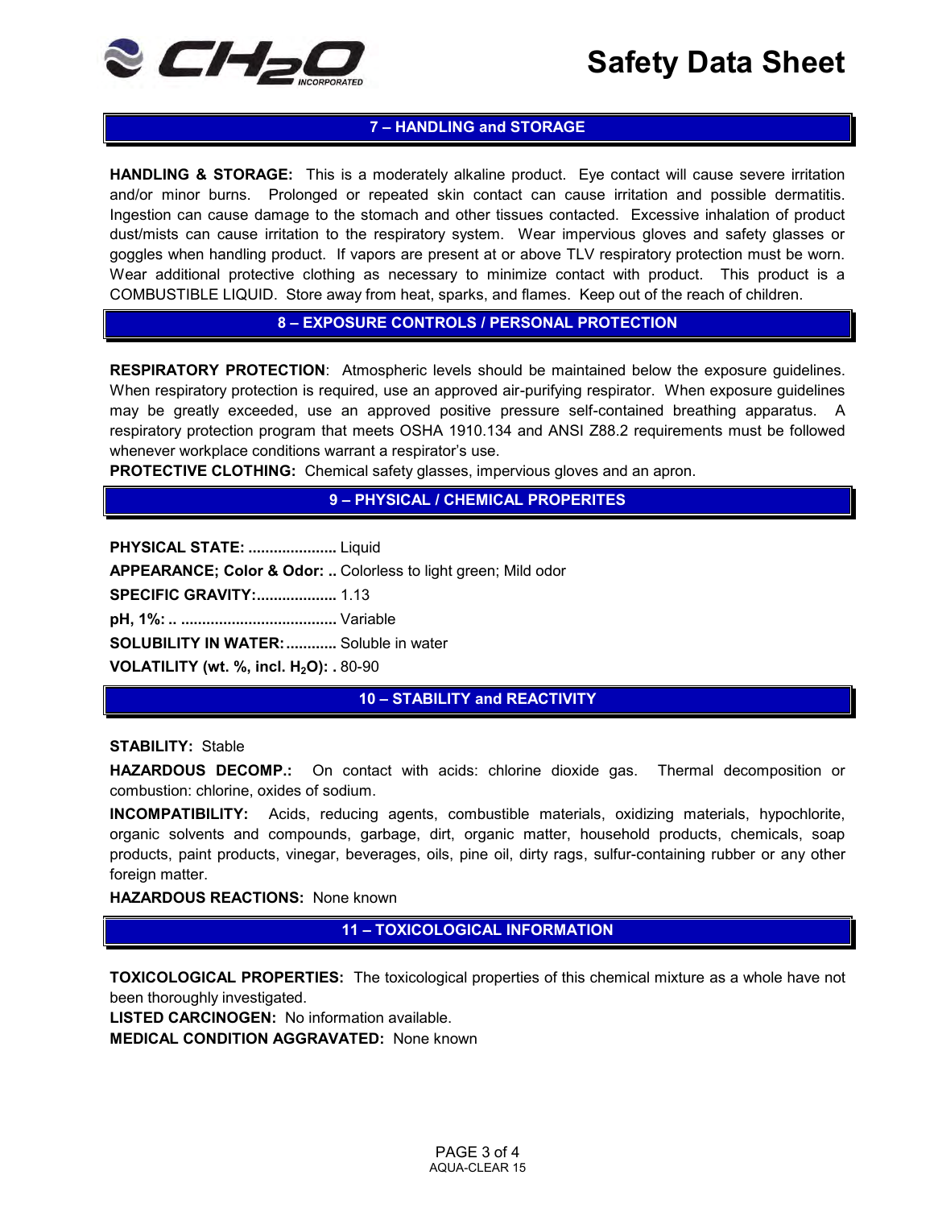## 7 – HANDLING and STORAGE

**HANDLING & STORAGE:** This is a moderately alkaline product. Eye contact will cause severe irritation and/or minor burns. Prolonged or repeated skin contact can cause irritation and possible dermatitis. Ingestion can cause damage to the stomach and other tissues contacted. Excessive inhalation of product dust/mists can cause irritation to the respiratory system. Wear impervious gloves and safety glasses or goggles when handling product. If vapors are present at or above TLV respiratory protection must be worn. Wear additional protective clothing as necessary to minimize contact with product. This product is a COMBUSTIBLE LIQUID. Store away from heat, sparks, and flames. Keep out of the reach of children.

## 8 – EXPOSURE CONTROLS / PERSONAL PROTECTION

**RESPIRATORY PROTECTION**: Atmospheric levels should be maintained below the exposure guidelines. When respiratory protection is required, use an approved air-purifying respirator. When exposure guidelines may be greatly exceeded, use an approved positive pressure self-contained breathing apparatus. A respiratory protection program that meets OSHA 1910.134 and ANSI Z88.2 requirements must be followed whenever workplace conditions warrant a respirator's use.

**PROTECTIVE CLOTHING:** Chemical safety glasses, impervious gloves and an apron.

## 9 – PHYSICAL / CHEMICAL PROPERITES

**PHYSICAL STATE: .....................** Liquid

**APPEARANCE; Color & Odor: ..** Colorless to light green; Mild odor

**SPECIFIC GRAVITY:...................** 1.13

**pH, 1%: .. ....................................** Variable

**SOLUBILITY IN WATER:............** Soluble in water

**VOLATILITY (wt. %, incl. $H_2O$): .** 80-90

## 10 – STABILITY and REACTIVITY

**STABILITY:** Stable

**HAZARDOUS DECOMP.:** On contact with acids: chlorine dioxide gas. Thermal decomposition or combustion: chlorine, oxides of sodium.

**INCOMPATIBILITY:** Acids, reducing agents, combustible materials, oxidizing materials, hypochlorite, organic solvents and compounds, garbage, dirt, organic matter, household products, chemicals, soap products, paint products, vinegar, beverages, oils, pine oil, dirty rags, sulfur-containing rubber or any other foreign matter.

**HAZARDOUS REACTIONS:** None known

## 11 – TOXICOLOGICAL INFORMATION

**TOXICOLOGICAL PROPERTIES:** The toxicological properties of this chemical mixture as a whole have not been thoroughly investigated.

**LISTED CARCINOGEN:** No information available.

**MEDICAL CONDITION AGGRAVATED:** None known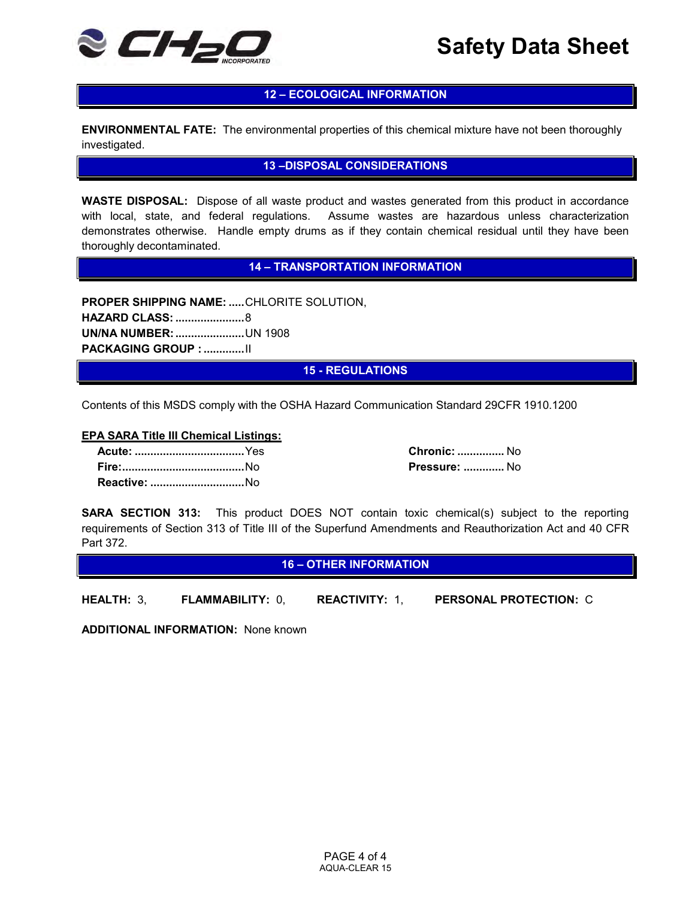## 12 – ECOLOGICAL INFORMATION

**ENVIRONMENTAL FATE:** The environmental properties of this chemical mixture have not been thoroughly investigated.

## 13 –DISPOSAL CONSIDERATIONS

**WASTE DISPOSAL:** Dispose of all waste product and wastes generated from this product in accordance with local, state, and federal regulations. Assume wastes are hazardous unless characterization demonstrates otherwise. Handle empty drums as if they contain chemical residual until they have been thoroughly decontaminated.

## 14 – TRANSPORTATION INFORMATION

**PROPER SHIPPING NAME:** .....CHLORITE SOLUTION,
**HAZARD CLASS:** ......................8
**UN/NA NUMBER:** ......................UN 1908
**PACKAGING GROUP :** .............II

## 15 - REGULATIONS

Contents of this MSDS comply with the OSHA Hazard Communication Standard 29CFR 1910.1200

**EPA SARA Title III Chemical Listings:**

**Acute:** ..................................Yes
**Fire:**.......................................No
**Reactive:** ..............................No
**Chronic:** ............... No
**Pressure:** ............. No

**SARA SECTION 313:** This product DOES NOT contain toxic chemical(s) subject to the reporting requirements of Section 313 of Title III of the Superfund Amendments and Reauthorization Act and 40 CFR Part 372.

## 16 – OTHER INFORMATION

**HEALTH:** 3, **FLAMMABILITY:** 0, **REACTIVITY:** 1, **PERSONAL PROTECTION:** C

**ADDITIONAL INFORMATION:** None known